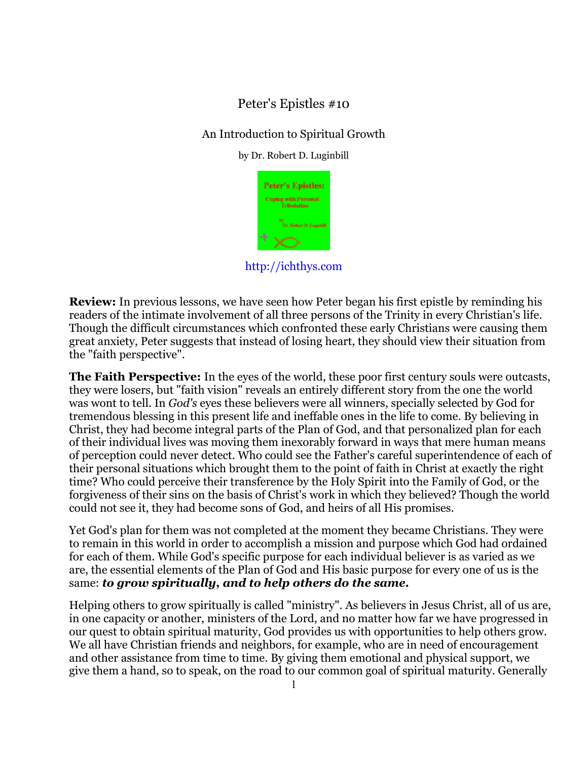# Peter's Epistles #10

## An Introduction to Spiritual Growth

by Dr. Robert D. Luginbill

http://ichthys.com

**Review:** In previous lessons, we have seen how Peter began his first epistle by reminding his readers of the intimate involvement of all three persons of the Trinity in every Christian's life. Though the difficult circumstances which confronted these early Christians were causing them great anxiety, Peter suggests that instead of losing heart, they should view their situation from the "faith perspective".

**The Faith Perspective:** In the eyes of the world, these poor first century souls were outcasts, they were losers, but "faith vision" reveals an entirely different story from the one the world was wont to tell. In *God's* eyes these believers were all winners, specially selected by God for tremendous blessing in this present life and ineffable ones in the life to come. By believing in Christ, they had become integral parts of the Plan of God, and that personalized plan for each of their individual lives was moving them inexorably forward in ways that mere human means of perception could never detect. Who could see the Father's careful superintendence of each of their personal situations which brought them to the point of faith in Christ at exactly the right time? Who could perceive their transference by the Holy Spirit into the Family of God, or the forgiveness of their sins on the basis of Christ's work in which they believed? Though the world could not see it, they had become sons of God, and heirs of all His promises.

Yet God's plan for them was not completed at the moment they became Christians. They were to remain in this world in order to accomplish a mission and purpose which God had ordained for each of them. While God's specific purpose for each individual believer is as varied as we are, the essential elements of the Plan of God and His basic purpose for every one of us is the same: ***to grow spiritually, and to help others do the same.***

Helping others to grow spiritually is called "ministry". As believers in Jesus Christ, all of us are, in one capacity or another, ministers of the Lord, and no matter how far we have progressed in our quest to obtain spiritual maturity, God provides us with opportunities to help others grow. We all have Christian friends and neighbors, for example, who are in need of encouragement and other assistance from time to time. By giving them emotional and physical support, we give them a hand, so to speak, on the road to our common goal of spiritual maturity. Generally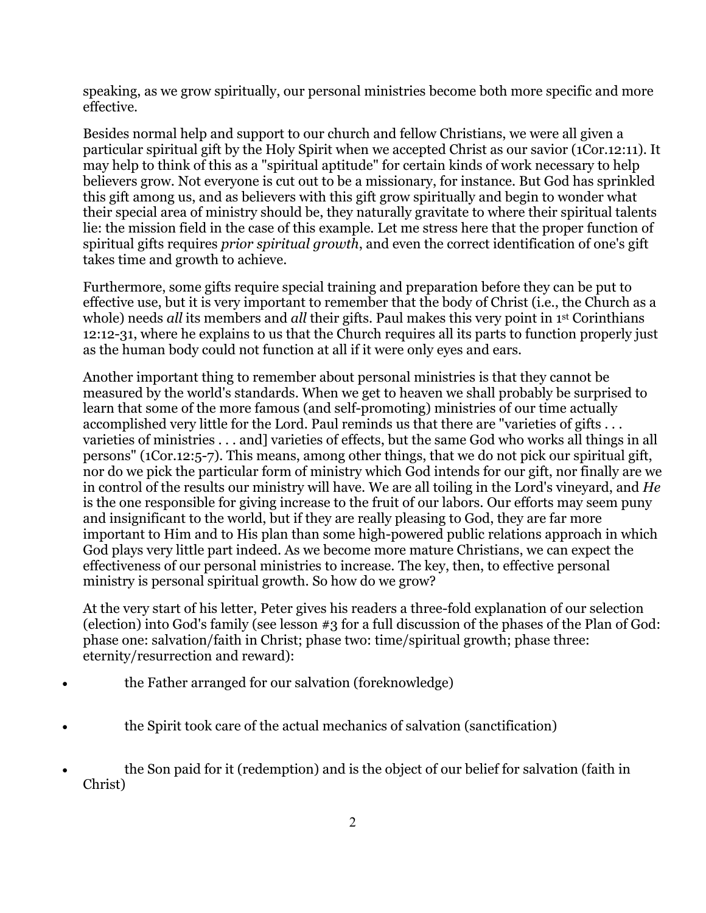speaking, as we grow spiritually, our personal ministries become both more specific and more effective.

Besides normal help and support to our church and fellow Christians, we were all given a particular spiritual gift by the Holy Spirit when we accepted Christ as our savior (1Cor.12:11). It may help to think of this as a "spiritual aptitude" for certain kinds of work necessary to help believers grow. Not everyone is cut out to be a missionary, for instance. But God has sprinkled this gift among us, and as believers with this gift grow spiritually and begin to wonder what their special area of ministry should be, they naturally gravitate to where their spiritual talents lie: the mission field in the case of this example. Let me stress here that the proper function of spiritual gifts requires *prior spiritual growth*, and even the correct identification of one's gift takes time and growth to achieve.

Furthermore, some gifts require special training and preparation before they can be put to effective use, but it is very important to remember that the body of Christ (i.e., the Church as a whole) needs *all* its members and *all* their gifts. Paul makes this very point in 1st Corinthians 12:12-31, where he explains to us that the Church requires all its parts to function properly just as the human body could not function at all if it were only eyes and ears.

Another important thing to remember about personal ministries is that they cannot be measured by the world's standards. When we get to heaven we shall probably be surprised to learn that some of the more famous (and self-promoting) ministries of our time actually accomplished very little for the Lord. Paul reminds us that there are "varieties of gifts . . . varieties of ministries . . . and] varieties of effects, but the same God who works all things in all persons" (1Cor.12:5-7). This means, among other things, that we do not pick our spiritual gift, nor do we pick the particular form of ministry which God intends for our gift, nor finally are we in control of the results our ministry will have. We are all toiling in the Lord's vineyard, and *He* is the one responsible for giving increase to the fruit of our labors. Our efforts may seem puny and insignificant to the world, but if they are really pleasing to God, they are far more important to Him and to His plan than some high-powered public relations approach in which God plays very little part indeed. As we become more mature Christians, we can expect the effectiveness of our personal ministries to increase. The key, then, to effective personal ministry is personal spiritual growth. So how do we grow?

At the very start of his letter, Peter gives his readers a three-fold explanation of our selection (election) into God's family (see lesson #3 for a full discussion of the phases of the Plan of God: phase one: salvation/faith in Christ; phase two: time/spiritual growth; phase three: eternity/resurrection and reward):

- the Father arranged for our salvation (foreknowledge)
- the Spirit took care of the actual mechanics of salvation (sanctification)
- the Son paid for it (redemption) and is the object of our belief for salvation (faith in Christ)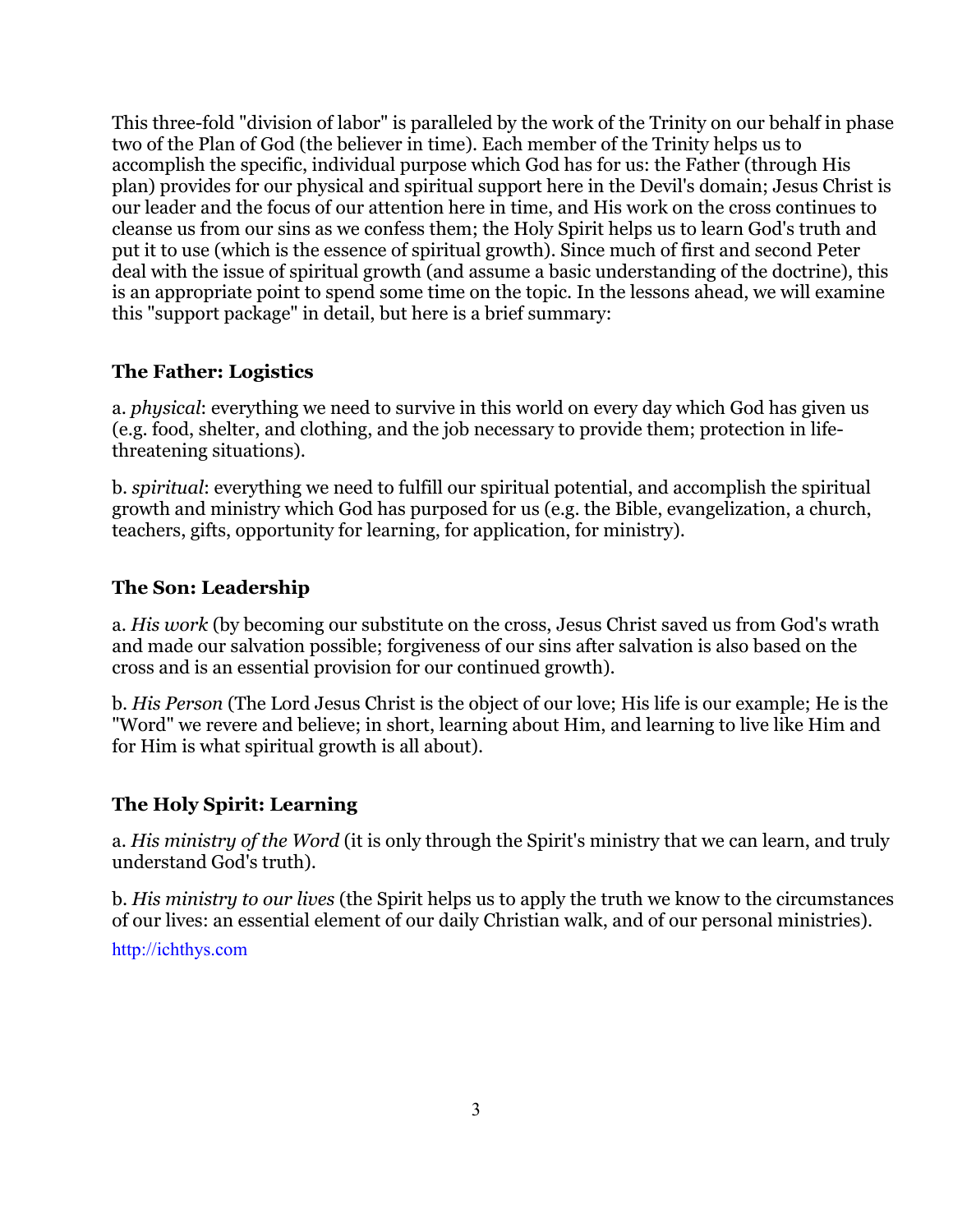This three-fold "division of labor" is paralleled by the work of the Trinity on our behalf in phase two of the Plan of God (the believer in time). Each member of the Trinity helps us to accomplish the specific, individual purpose which God has for us: the Father (through His plan) provides for our physical and spiritual support here in the Devil's domain; Jesus Christ is our leader and the focus of our attention here in time, and His work on the cross continues to cleanse us from our sins as we confess them; the Holy Spirit helps us to learn God's truth and put it to use (which is the essence of spiritual growth). Since much of first and second Peter deal with the issue of spiritual growth (and assume a basic understanding of the doctrine), this is an appropriate point to spend some time on the topic. In the lessons ahead, we will examine this "support package" in detail, but here is a brief summary:

### The Father: Logistics

a. *physical*: everything we need to survive in this world on every day which God has given us (e.g. food, shelter, and clothing, and the job necessary to provide them; protection in life-threatening situations).

b. *spiritual*: everything we need to fulfill our spiritual potential, and accomplish the spiritual growth and ministry which God has purposed for us (e.g. the Bible, evangelization, a church, teachers, gifts, opportunity for learning, for application, for ministry).

### The Son: Leadership

a. *His work* (by becoming our substitute on the cross, Jesus Christ saved us from God's wrath and made our salvation possible; forgiveness of our sins after salvation is also based on the cross and is an essential provision for our continued growth).

b. *His Person* (The Lord Jesus Christ is the object of our love; His life is our example; He is the "Word" we revere and believe; in short, learning about Him, and learning to live like Him and for Him is what spiritual growth is all about).

### The Holy Spirit: Learning

a. *His ministry of the Word* (it is only through the Spirit's ministry that we can learn, and truly understand God's truth).

b. *His ministry to our lives* (the Spirit helps us to apply the truth we know to the circumstances of our lives: an essential element of our daily Christian walk, and of our personal ministries).

http://ichthys.com